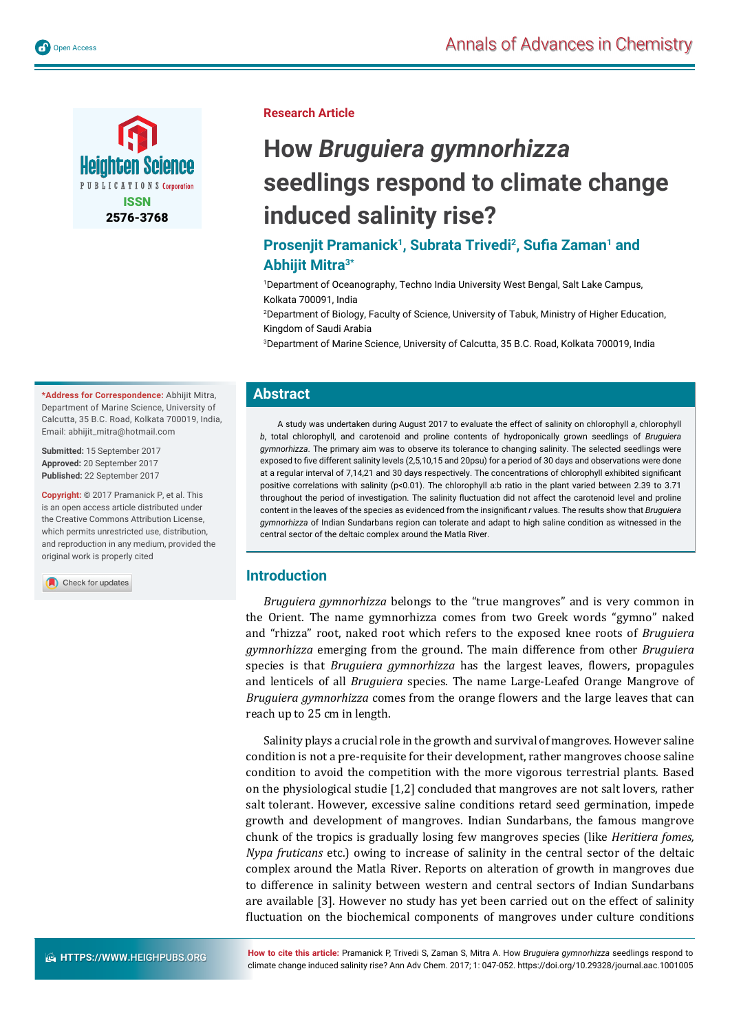Research Article

# How *Bruguiera gymnorhizza* seedlings respond to climate change induced salinity rise?

**Prosenjit Pramanick[1], Subrata Trivedi[2], Sufia Zaman[1] and Abhijit Mitra[3*]**

[1]Department of Oceanography, Techno India University West Bengal, Salt Lake Campus, Kolkata 700091, India

[2]Department of Biology, Faculty of Science, University of Tabuk, Ministry of Higher Education, Kingdom of Saudi Arabia

[3]Department of Marine Science, University of Calcutta, 35 B.C. Road, Kolkata 700019, India

**\*Address for Correspondence:** Abhijit Mitra, Department of Marine Science, University of Calcutta, 35 B.C. Road, Kolkata 700019, India, Email: abhijit_mitra@hotmail.com

**Submitted:** 15 September 2017
**Approved:** 20 September 2017
**Published:** 22 September 2017

**Copyright:** © 2017 Pramanick P, et al. This is an open access article distributed under the Creative Commons Attribution License, which permits unrestricted use, distribution, and reproduction in any medium, provided the original work is properly cited

## Abstract

A study was undertaken during August 2017 to evaluate the effect of salinity on chlorophyll *a*, chlorophyll *b*, total chlorophyll, and carotenoid and proline contents of hydroponically grown seedlings of *Bruguiera gymnorhizza*. The primary aim was to observe its tolerance to changing salinity. The selected seedlings were exposed to five different salinity levels (2,5,10,15 and 20psu) for a period of 30 days and observations were done at a regular interval of 7,14,21 and 30 days respectively. The concentrations of chlorophyll exhibited significant positive correlations with salinity ($p<0.01$). The chlorophyll a:b ratio in the plant varied between 2.39 to 3.71 throughout the period of investigation. The salinity fluctuation did not affect the carotenoid level and proline content in the leaves of the species as evidenced from the insignificant *r* values. The results show that *Bruguiera gymnorhizza* of Indian Sundarbans region can tolerate and adapt to high saline condition as witnessed in the central sector of the deltaic complex around the Matla River.

## Introduction

*Bruguiera gymnorhizza* belongs to the "true mangroves" and is very common in the Orient. The name gymnorhizza comes from two Greek words "gymno" naked and "rhizza" root, naked root which refers to the exposed knee roots of *Bruguiera gymnorhizza* emerging from the ground. The main difference from other *Bruguiera* species is that *Bruguiera gymnorhizza* has the largest leaves, flowers, propagules and lenticels of all *Bruguiera* species. The name Large-Leafed Orange Mangrove of *Bruguiera gymnorhizza* comes from the orange flowers and the large leaves that can reach up to 25 cm in length.

Salinity plays a crucial role in the growth and survival of mangroves. However saline condition is not a pre-requisite for their development, rather mangroves choose saline condition to avoid the competition with the more vigorous terrestrial plants. Based on the physiological studie [1,2] concluded that mangroves are not salt lovers, rather salt tolerant. However, excessive saline conditions retard seed germination, impede growth and development of mangroves. Indian Sundarbans, the famous mangrove chunk of the tropics is gradually losing few mangroves species (like *Heritiera fomes, Nypa fruticans* etc.) owing to increase of salinity in the central sector of the deltaic complex around the Matla River. Reports on alteration of growth in mangroves due to difference in salinity between western and central sectors of Indian Sundarbans are available [3]. However no study has yet been carried out on the effect of salinity fluctuation on the biochemical components of mangroves under culture conditions

**How to cite this article:** Pramanick P, Trivedi S, Zaman S, Mitra A. How *Bruguiera gymnorhizza* seedlings respond to climate change induced salinity rise? Ann Adv Chem. 2017; 1: 047-052. https://doi.org/10.29328/journal.aac.1001005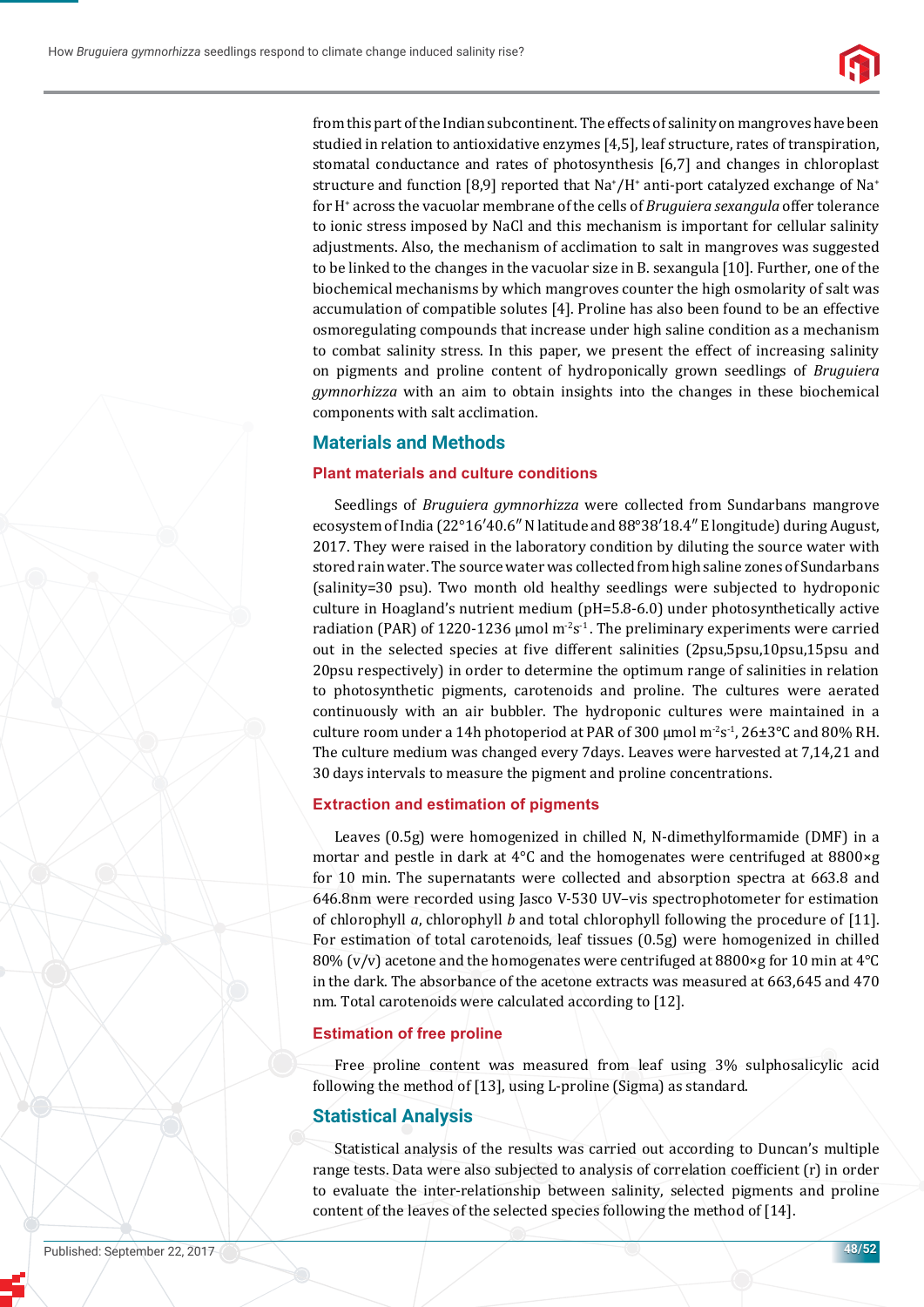from this part of the Indian subcontinent. The effects of salinity on mangroves have been studied in relation to antioxidative enzymes [4,5], leaf structure, rates of transpiration, stomatal conductance and rates of photosynthesis [6,7] and changes in chloroplast structure and function [8,9] reported that $Na^+/H^+$ anti-port catalyzed exchange of $Na^+$ for $H^+$ across the vacuolar membrane of the cells of *Bruguiera sexangula* offer tolerance to ionic stress imposed by NaCl and this mechanism is important for cellular salinity adjustments. Also, the mechanism of acclimation to salt in mangroves was suggested to be linked to the changes in the vacuolar size in B. sexangula [10]. Further, one of the biochemical mechanisms by which mangroves counter the high osmolarity of salt was accumulation of compatible solutes [4]. Proline has also been found to be an effective osmoregulating compounds that increase under high saline condition as a mechanism to combat salinity stress. In this paper, we present the effect of increasing salinity on pigments and proline content of hydroponically grown seedlings of *Bruguiera gymnorhizza* with an aim to obtain insights into the changes in these biochemical components with salt acclimation.

## Materials and Methods

### Plant materials and culture conditions

Seedlings of *Bruguiera gymnorhizza* were collected from Sundarbans mangrove ecosystem of India (22°16′40.6″ N latitude and 88°38′18.4″ E longitude) during August, 2017. They were raised in the laboratory condition by diluting the source water with stored rain water. The source water was collected from high saline zones of Sundarbans (salinity=30 psu). Two month old healthy seedlings were subjected to hydroponic culture in Hoagland's nutrient medium (pH=5.8-6.0) under photosynthetically active radiation (PAR) of 1220-1236 μmol $m^{-2}s^{-1}$. The preliminary experiments were carried out in the selected species at five different salinities (2psu,5psu,10psu,15psu and 20psu respectively) in order to determine the optimum range of salinities in relation to photosynthetic pigments, carotenoids and proline. The cultures were aerated continuously with an air bubbler. The hydroponic cultures were maintained in a culture room under a 14h photoperiod at PAR of 300 μmol $m^{-2}s^{-1}$, 26±3°C and 80% RH. The culture medium was changed every 7days. Leaves were harvested at 7,14,21 and 30 days intervals to measure the pigment and proline concentrations.

### Extraction and estimation of pigments

Leaves (0.5g) were homogenized in chilled N, N-dimethylformamide (DMF) in a mortar and pestle in dark at 4°C and the homogenates were centrifuged at 8800×g for 10 min. The supernatants were collected and absorption spectra at 663.8 and 646.8nm were recorded using Jasco V-530 UV–vis spectrophotometer for estimation of chlorophyll *a*, chlorophyll *b* and total chlorophyll following the procedure of [11]. For estimation of total carotenoids, leaf tissues (0.5g) were homogenized in chilled 80% (v/v) acetone and the homogenates were centrifuged at 8800×g for 10 min at 4°C in the dark. The absorbance of the acetone extracts was measured at 663,645 and 470 nm. Total carotenoids were calculated according to [12].

### Estimation of free proline

Free proline content was measured from leaf using 3% sulphosalicylic acid following the method of [13], using L-proline (Sigma) as standard.

## Statistical Analysis

Statistical analysis of the results was carried out according to Duncan's multiple range tests. Data were also subjected to analysis of correlation coefficient (r) in order to evaluate the inter-relationship between salinity, selected pigments and proline content of the leaves of the selected species following the method of [14].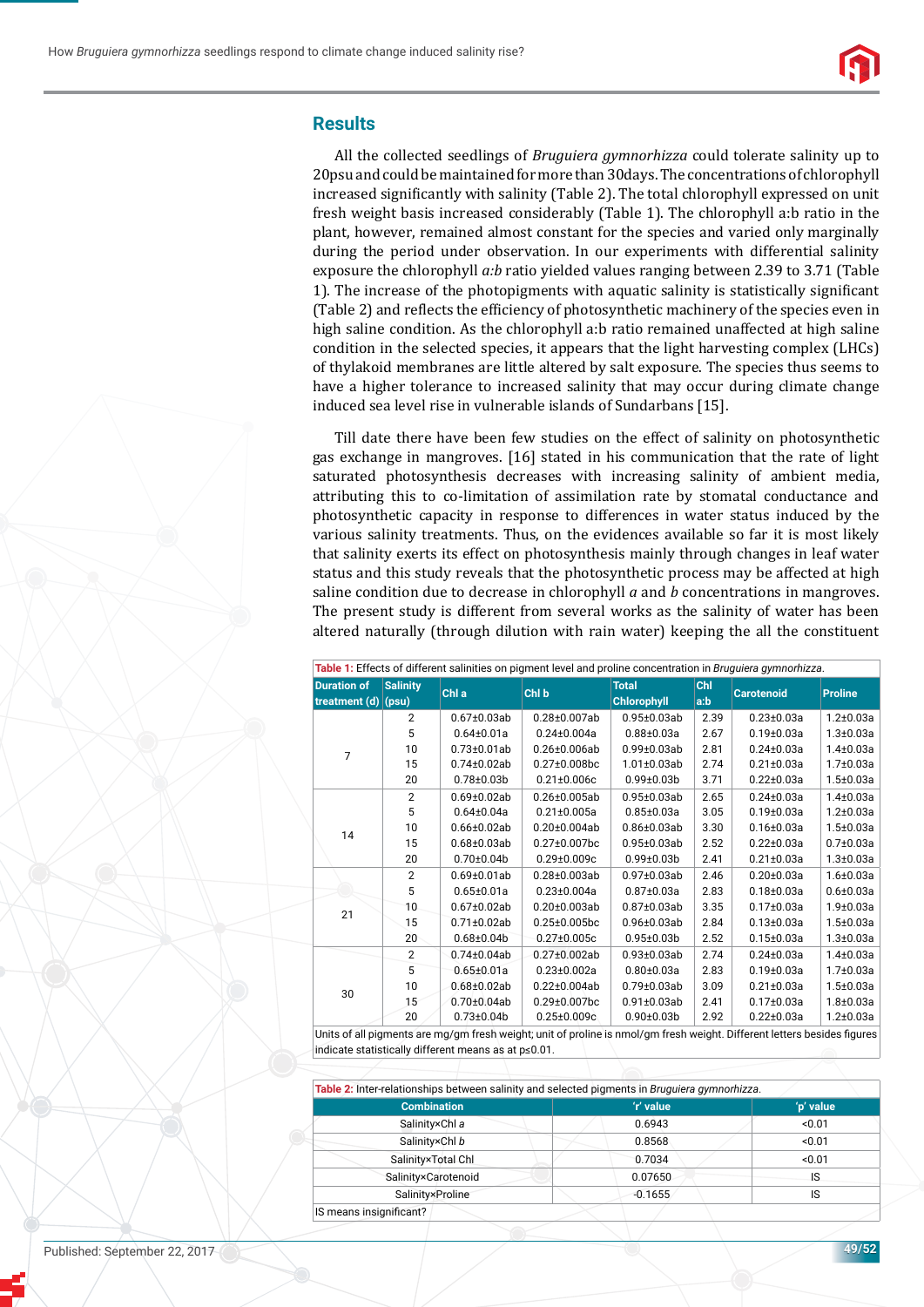## Results

All the collected seedlings of *Bruguiera gymnorhizza* could tolerate salinity up to 20psu and could be maintained for more than 30days. The concentrations of chlorophyll increased significantly with salinity (Table 2). The total chlorophyll expressed on unit fresh weight basis increased considerably (Table 1). The chlorophyll a:b ratio in the plant, however, remained almost constant for the species and varied only marginally during the period under observation. In our experiments with differential salinity exposure the chlorophyll *a:b* ratio yielded values ranging between 2.39 to 3.71 (Table 1). The increase of the photopigments with aquatic salinity is statistically significant (Table 2) and reflects the efficiency of photosynthetic machinery of the species even in high saline condition. As the chlorophyll a:b ratio remained unaffected at high saline condition in the selected species, it appears that the light harvesting complex (LHCs) of thylakoid membranes are little altered by salt exposure. The species thus seems to have a higher tolerance to increased salinity that may occur during climate change induced sea level rise in vulnerable islands of Sundarbans [15].

Till date there have been few studies on the effect of salinity on photosynthetic gas exchange in mangroves. [16] stated in his communication that the rate of light saturated photosynthesis decreases with increasing salinity of ambient media, attributing this to co-limitation of assimilation rate by stomatal conductance and photosynthetic capacity in response to differences in water status induced by the various salinity treatments. Thus, on the evidences available so far it is most likely that salinity exerts its effect on photosynthesis mainly through changes in leaf water status and this study reveals that the photosynthetic process may be affected at high saline condition due to decrease in chlorophyll *a* and *b* concentrations in mangroves. The present study is different from several works as the salinity of water has been altered naturally (through dilution with rain water) keeping the all the constituent

**Table 1:** Effects of different salinities on pigment level and proline concentration in *Bruguiera gymnorhizza*.

| Duration of treatment (d) | Salinity (psu) | Chl a | Chl b | Total Chlorophyll | Chl a:b | Carotenoid | Proline |
|---|---|---|---|---|---|---|---|
| 7 | 2 | 0.67±0.03ab | 0.28±0.007ab | 0.95±0.03ab | 2.39 | 0.23±0.03a | 1.2±0.03a |
| | 5 | 0.64±0.01a | 0.24±0.004a | 0.88±0.03a | 2.67 | 0.19±0.03a | 1.3±0.03a |
| | 10 | 0.73±0.01ab | 0.26±0.006ab | 0.99±0.03ab | 2.81 | 0.24±0.03a | 1.4±0.03a |
| | 15 | 0.74±0.02ab | 0.27±0.008bc | 1.01±0.03ab | 2.74 | 0.21±0.03a | 1.7±0.03a |
| | 20 | 0.78±0.03b | 0.21±0.006c | 0.99±0.03b | 3.71 | 0.22±0.03a | 1.5±0.03a |
| 14 | 2 | 0.69±0.02ab | 0.26±0.005ab | 0.95±0.03ab | 2.65 | 0.24±0.03a | 1.4±0.03a |
| | 5 | 0.64±0.04a | 0.21±0.005a | 0.85±0.03a | 3.05 | 0.19±0.03a | 1.2±0.03a |
| | 10 | 0.66±0.02ab | 0.20±0.004ab | 0.86±0.03ab | 3.30 | 0.16±0.03a | 1.5±0.03a |
| | 15 | 0.68±0.03ab | 0.27±0.007bc | 0.95±0.03ab | 2.52 | 0.22±0.03a | 0.7±0.03a |
| | 20 | 0.70±0.04b | 0.29±0.009c | 0.99±0.03b | 2.41 | 0.21±0.03a | 1.3±0.03a |
| 21 | 2 | 0.69±0.01ab | 0.28±0.003ab | 0.97±0.03ab | 2.46 | 0.20±0.03a | 1.6±0.03a |
| | 5 | 0.65±0.01a | 0.23±0.004a | 0.87±0.03a | 2.83 | 0.18±0.03a | 0.6±0.03a |
| | 10 | 0.67±0.02ab | 0.20±0.003ab | 0.87±0.03ab | 3.35 | 0.17±0.03a | 1.9±0.03a |
| | 15 | 0.71±0.02ab | 0.25±0.005bc | 0.96±0.03ab | 2.84 | 0.13±0.03a | 1.5±0.03a |
| | 20 | 0.68±0.04b | 0.27±0.005c | 0.95±0.03b | 2.52 | 0.15±0.03a | 1.3±0.03a |
| 30 | 2 | 0.74±0.04ab | 0.27±0.002ab | 0.93±0.03ab | 2.74 | 0.24±0.03a | 1.4±0.03a |
| | 5 | 0.65±0.01a | 0.23±0.002a | 0.80±0.03a | 2.83 | 0.19±0.03a | 1.7±0.03a |
| | 10 | 0.68±0.02ab | 0.22±0.004ab | 0.79±0.03ab | 3.09 | 0.21±0.03a | 1.5±0.03a |
| | 15 | 0.70±0.04ab | 0.29±0.007bc | 0.91±0.03ab | 2.41 | 0.17±0.03a | 1.8±0.03a |
| | 20 | 0.73±0.04b | 0.25±0.009c | 0.90±0.03b | 2.92 | 0.22±0.03a | 1.2±0.03a |

Units of all pigments are mg/gm fresh weight; unit of proline is nmol/gm fresh weight. Different letters besides figures indicate statistically different means as at p≤0.01.

**Table 2:** Inter-relationships between salinity and selected pigments in *Bruguiera gymnorhizza*.

| Combination | 'r' value | 'p' value |
|---|---|---|
| Salinity×Chl *a* | 0.6943 | <0.01 |
| Salinity×Chl *b* | 0.8568 | <0.01 |
| Salinity×Total Chl | 0.7034 | <0.01 |
| Salinity×Carotenoid | 0.07650 | IS |
| Salinity×Proline | -0.1655 | IS |

IS means insignificant?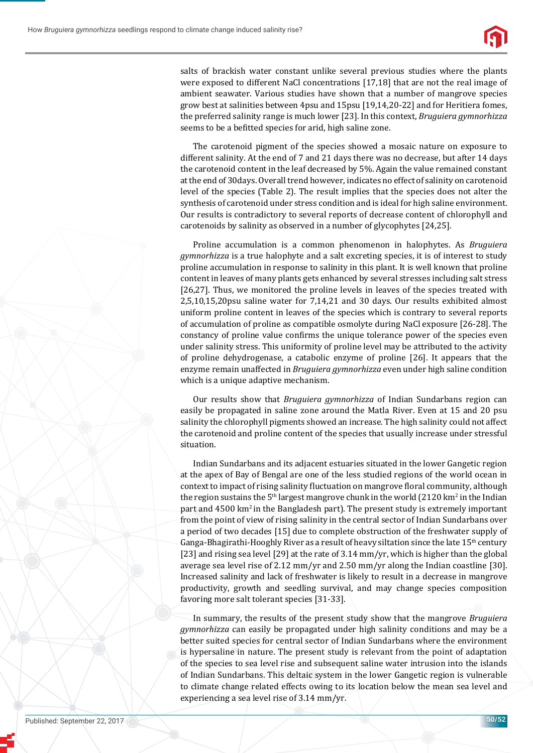salts of brackish water constant unlike several previous studies where the plants were exposed to different NaCl concentrations [17,18] that are not the real image of ambient seawater. Various studies have shown that a number of mangrove species grow best at salinities between 4psu and 15psu [19,14,20-22] and for Heritiera fomes, the preferred salinity range is much lower [23]. In this context, *Bruguiera gymnorhizza* seems to be a befitted species for arid, high saline zone.

The carotenoid pigment of the species showed a mosaic nature on exposure to different salinity. At the end of 7 and 21 days there was no decrease, but after 14 days the carotenoid content in the leaf decreased by 5%. Again the value remained constant at the end of 30days. Overall trend however, indicates no effect of salinity on carotenoid level of the species (Table 2). The result implies that the species does not alter the synthesis of carotenoid under stress condition and is ideal for high saline environment. Our results is contradictory to several reports of decrease content of chlorophyll and carotenoids by salinity as observed in a number of glycophytes [24,25].

Proline accumulation is a common phenomenon in halophytes. As *Bruguiera gymnorhizza* is a true halophyte and a salt excreting species, it is of interest to study proline accumulation in response to salinity in this plant. It is well known that proline content in leaves of many plants gets enhanced by several stresses including salt stress [26,27]. Thus, we monitored the proline levels in leaves of the species treated with 2,5,10,15,20psu saline water for 7,14,21 and 30 days. Our results exhibited almost uniform proline content in leaves of the species which is contrary to several reports of accumulation of proline as compatible osmolyte during NaCl exposure [26-28]. The constancy of proline value confirms the unique tolerance power of the species even under salinity stress. This uniformity of proline level may be attributed to the activity of proline dehydrogenase, a catabolic enzyme of proline [26]. It appears that the enzyme remain unaffected in *Bruguiera gymnorhizza* even under high saline condition which is a unique adaptive mechanism.

Our results show that *Bruguiera gymnorhizza* of Indian Sundarbans region can easily be propagated in saline zone around the Matla River. Even at 15 and 20 psu salinity the chlorophyll pigments showed an increase. The high salinity could not affect the carotenoid and proline content of the species that usually increase under stressful situation.

Indian Sundarbans and its adjacent estuaries situated in the lower Gangetic region at the apex of Bay of Bengal are one of the less studied regions of the world ocean in context to impact of rising salinity fluctuation on mangrove floral community, although the region sustains the 5th largest mangrove chunk in the world (2120 km$^2$ in the Indian part and 4500 km$^2$ in the Bangladesh part). The present study is extremely important from the point of view of rising salinity in the central sector of Indian Sundarbans over a period of two decades [15] due to complete obstruction of the freshwater supply of Ganga-Bhagirathi-Hooghly River as a result of heavy siltation since the late 15th century [23] and rising sea level [29] at the rate of 3.14 mm/yr, which is higher than the global average sea level rise of 2.12 mm/yr and 2.50 mm/yr along the Indian coastline [30]. Increased salinity and lack of freshwater is likely to result in a decrease in mangrove productivity, growth and seedling survival, and may change species composition favoring more salt tolerant species [31-33].

In summary, the results of the present study show that the mangrove *Bruguiera gymnorhizza* can easily be propagated under high salinity conditions and may be a better suited species for central sector of Indian Sundarbans where the environment is hypersaline in nature. The present study is relevant from the point of adaptation of the species to sea level rise and subsequent saline water intrusion into the islands of Indian Sundarbans. This deltaic system in the lower Gangetic region is vulnerable to climate change related effects owing to its location below the mean sea level and experiencing a sea level rise of 3.14 mm/yr.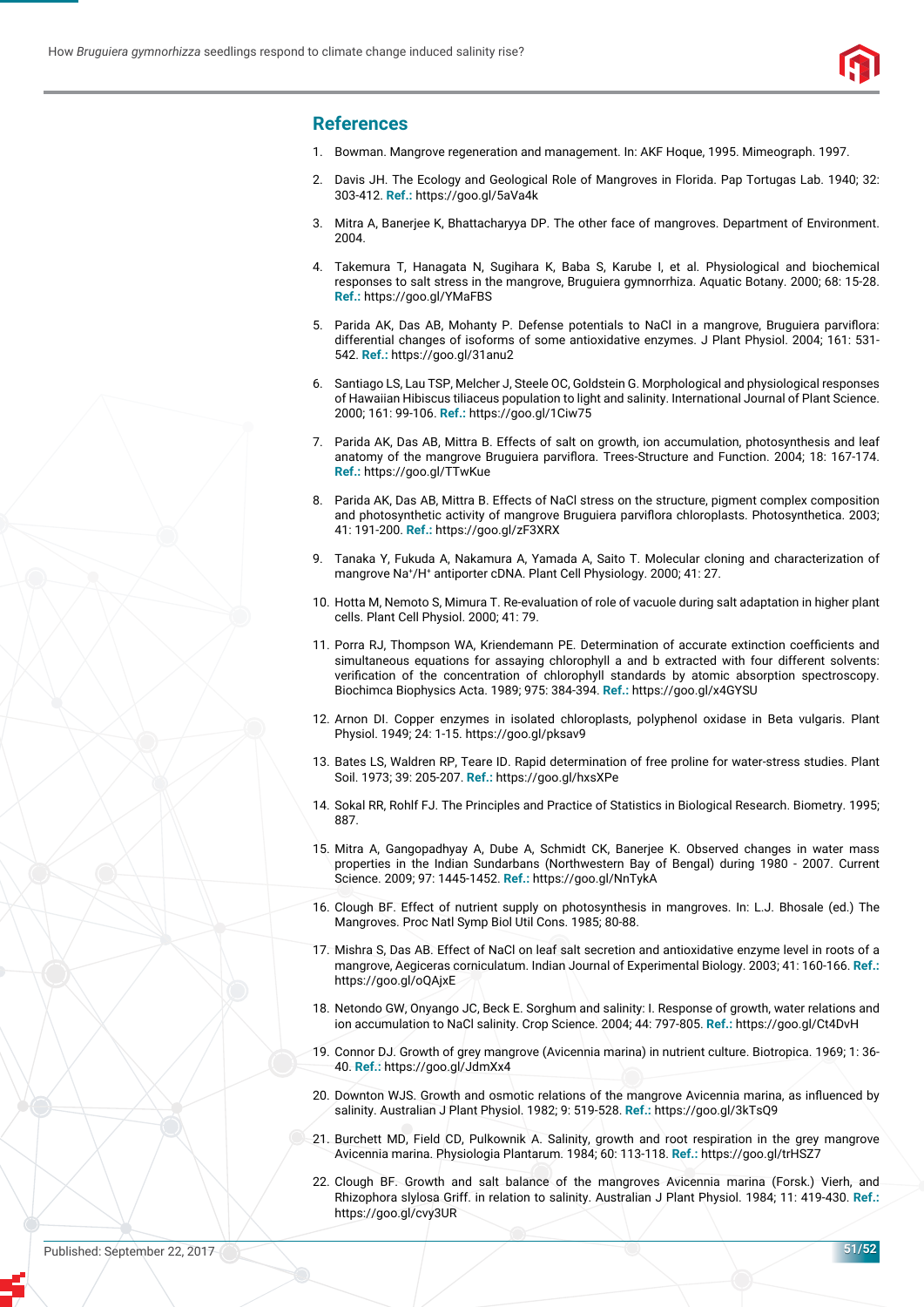## References

1. Bowman. Mangrove regeneration and management. In: AKF Hoque, 1995. Mimeograph. 1997.
2. Davis JH. The Ecology and Geological Role of Mangroves in Florida. Pap Tortugas Lab. 1940; 32: 303-412. **Ref.:** https://goo.gl/5aVa4k
3. Mitra A, Banerjee K, Bhattacharyya DP. The other face of mangroves. Department of Environment. 2004.
4. Takemura T, Hanagata N, Sugihara K, Baba S, Karube I, et al. Physiological and biochemical responses to salt stress in the mangrove, Bruguiera gymnorrhiza. Aquatic Botany. 2000; 68: 15-28. **Ref.:** https://goo.gl/YMaFBS
5. Parida AK, Das AB, Mohanty P. Defense potentials to NaCl in a mangrove, Bruguiera parviflora: differential changes of isoforms of some antioxidative enzymes. J Plant Physiol. 2004; 161: 531-542. **Ref.:** https://goo.gl/31anu2
6. Santiago LS, Lau TSP, Melcher J, Steele OC, Goldstein G. Morphological and physiological responses of Hawaiian Hibiscus tiliaceus population to light and salinity. International Journal of Plant Science. 2000; 161: 99-106. **Ref.:** https://goo.gl/1Ciw75
7. Parida AK, Das AB, Mittra B. Effects of salt on growth, ion accumulation, photosynthesis and leaf anatomy of the mangrove Bruguiera parviflora. Trees-Structure and Function. 2004; 18: 167-174. **Ref.:** https://goo.gl/TTwKue
8. Parida AK, Das AB, Mittra B. Effects of NaCl stress on the structure, pigment complex composition and photosynthetic activity of mangrove Bruguiera parviflora chloroplasts. Photosynthetica. 2003; 41: 191-200. **Ref.:** https://goo.gl/zF3XRX
9. Tanaka Y, Fukuda A, Nakamura A, Yamada A, Saito T. Molecular cloning and characterization of mangrove $Na^+/H^+$ antiporter cDNA. Plant Cell Physiology. 2000; 41: 27.
10. Hotta M, Nemoto S, Mimura T. Re-evaluation of role of vacuole during salt adaptation in higher plant cells. Plant Cell Physiol. 2000; 41: 79.
11. Porra RJ, Thompson WA, Kriendemann PE. Determination of accurate extinction coefficients and simultaneous equations for assaying chlorophyll a and b extracted with four different solvents: verification of the concentration of chlorophyll standards by atomic absorption spectroscopy. Biochimca Biophysics Acta. 1989; 975: 384-394. **Ref.:** https://goo.gl/x4GYSU
12. Arnon DI. Copper enzymes in isolated chloroplasts, polyphenol oxidase in Beta vulgaris. Plant Physiol. 1949; 24: 1-15. https://goo.gl/pksav9
13. Bates LS, Waldren RP, Teare ID. Rapid determination of free proline for water-stress studies. Plant Soil. 1973; 39: 205-207. **Ref.:** https://goo.gl/hxsXPe
14. Sokal RR, Rohlf FJ. The Principles and Practice of Statistics in Biological Research. Biometry. 1995; 887.
15. Mitra A, Gangopadhyay A, Dube A, Schmidt CK, Banerjee K. Observed changes in water mass properties in the Indian Sundarbans (Northwestern Bay of Bengal) during 1980 - 2007. Current Science. 2009; 97: 1445-1452. **Ref.:** https://goo.gl/NnTykA
16. Clough BF. Effect of nutrient supply on photosynthesis in mangroves. In: L.J. Bhosale (ed.) The Mangroves. Proc Natl Symp Biol Util Cons. 1985; 80-88.
17. Mishra S, Das AB. Effect of NaCl on leaf salt secretion and antioxidative enzyme level in roots of a mangrove, Aegiceras corniculatum. Indian Journal of Experimental Biology. 2003; 41: 160-166. **Ref.:** https://goo.gl/oQAjxE
18. Netondo GW, Onyango JC, Beck E. Sorghum and salinity: I. Response of growth, water relations and ion accumulation to NaCl salinity. Crop Science. 2004; 44: 797-805. **Ref.:** https://goo.gl/Ct4DvH
19. Connor DJ. Growth of grey mangrove (Avicennia marina) in nutrient culture. Biotropica. 1969; 1: 36-40. **Ref.:** https://goo.gl/JdmXx4
20. Downton WJS. Growth and osmotic relations of the mangrove Avicennia marina, as influenced by salinity. Australian J Plant Physiol. 1982; 9: 519-528. **Ref.:** https://goo.gl/3kTsQ9
21. Burchett MD, Field CD, Pulkownik A. Salinity, growth and root respiration in the grey mangrove Avicennia marina. Physiologia Plantarum. 1984; 60: 113-118. **Ref.:** https://goo.gl/trHSZ7
22. Clough BF. Growth and salt balance of the mangroves Avicennia marina (Forsk.) Vierh, and Rhizophora slylosa Griff. in relation to salinity. Australian J Plant Physiol. 1984; 11: 419-430. **Ref.:** https://goo.gl/cvy3UR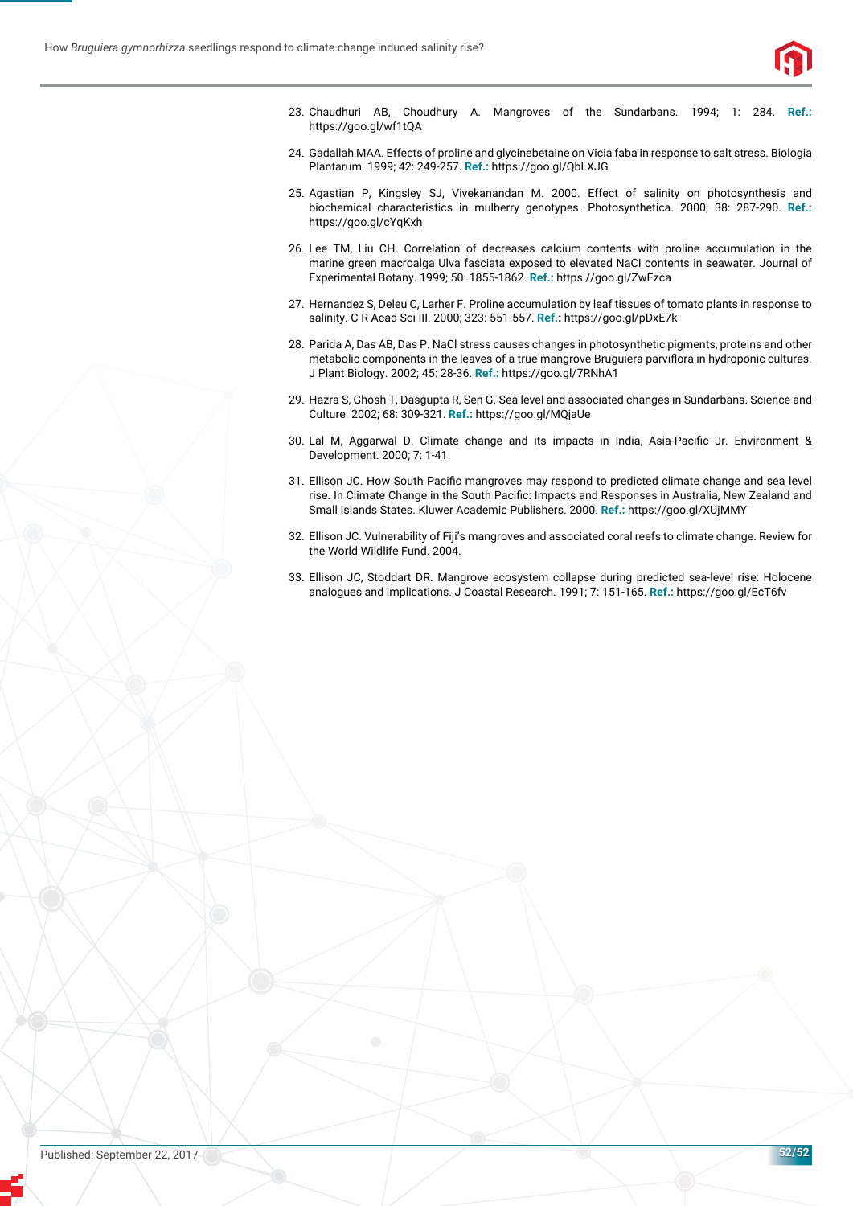23. Chaudhuri AB, Choudhury A. Mangroves of the Sundarbans. 1994; 1: 284. **Ref.:** https://goo.gl/wf1tQA

24. Gadallah MAA. Effects of proline and glycinebetaine on Vicia faba in response to salt stress. Biologia Plantarum. 1999; 42: 249-257. **Ref.:** https://goo.gl/QbLXJG

25. Agastian P, Kingsley SJ, Vivekanandan M. 2000. Effect of salinity on photosynthesis and biochemical characteristics in mulberry genotypes. Photosynthetica. 2000; 38: 287-290. **Ref.:** https://goo.gl/cYqKxh

26. Lee TM, Liu CH. Correlation of decreases calcium contents with proline accumulation in the marine green macroalga Ulva fasciata exposed to elevated NaCl contents in seawater. Journal of Experimental Botany. 1999; 50: 1855-1862. **Ref.:** https://goo.gl/ZwEzca

27. Hernandez S, Deleu C, Larher F. Proline accumulation by leaf tissues of tomato plants in response to salinity. C R Acad Sci III. 2000; 323: 551-557. **Ref.:** https://goo.gl/pDxE7k

28. Parida A, Das AB, Das P. NaCl stress causes changes in photosynthetic pigments, proteins and other metabolic components in the leaves of a true mangrove Bruguiera parviflora in hydroponic cultures. J Plant Biology. 2002; 45: 28-36. **Ref.:** https://goo.gl/7RNhA1

29. Hazra S, Ghosh T, Dasgupta R, Sen G. Sea level and associated changes in Sundarbans. Science and Culture. 2002; 68: 309-321. **Ref.:** https://goo.gl/MQjaUe

30. Lal M, Aggarwal D. Climate change and its impacts in India, Asia-Pacific Jr. Environment & Development. 2000; 7: 1-41.

31. Ellison JC. How South Pacific mangroves may respond to predicted climate change and sea level rise. In Climate Change in the South Pacific: Impacts and Responses in Australia, New Zealand and Small Islands States. Kluwer Academic Publishers. 2000. **Ref.:** https://goo.gl/XUjMMY

32. Ellison JC. Vulnerability of Fiji's mangroves and associated coral reefs to climate change. Review for the World Wildlife Fund. 2004.

33. Ellison JC, Stoddart DR. Mangrove ecosystem collapse during predicted sea-level rise: Holocene analogues and implications. J Coastal Research. 1991; 7: 151-165. **Ref.:** https://goo.gl/EcT6fv